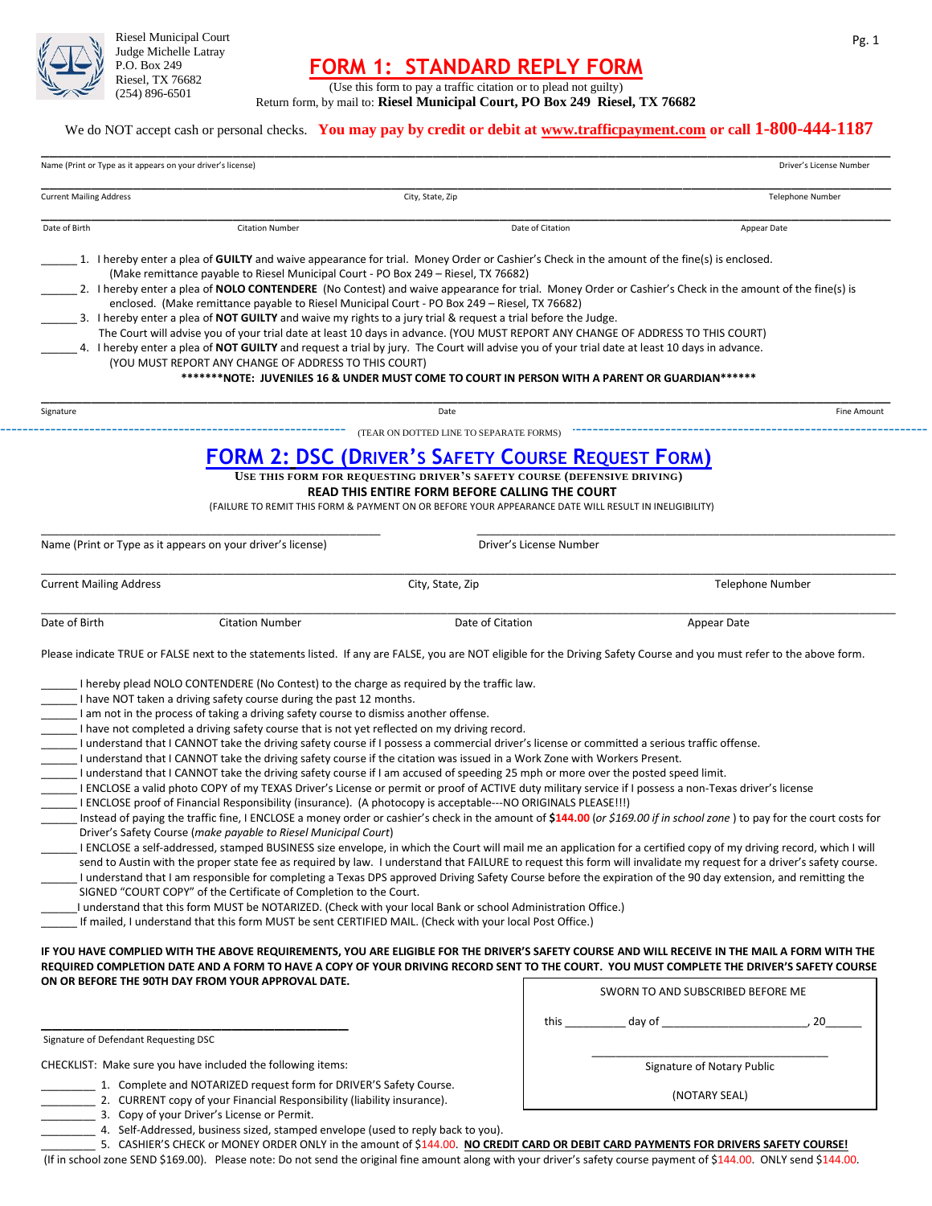Riesel Municipal Court
Judge Michelle Latray
P.O. Box 249
Riesel, TX 76682
(254) 896-6501

# FORM 1: STANDARD REPLY FORM

(Use this form to pay a traffic citation or to plead not guilty)

Return form, by mail to: **Riesel Municipal Court, PO Box 249 Riesel, TX 76682**

We do NOT accept cash or personal checks. **You may pay by credit or debit at www.trafficpayment.com or call 1-800-444-1187**

______________________________________________ ______________________
Name (Print or Type as it appears on your driver's license) Driver's License Number

______________________ ______________________ ______________________
Current Mailing Address City, State, Zip Telephone Number

______________ ______________ ______________ ______________
Date of Birth Citation Number Date of Citation Appear Date

______ 1. I hereby enter a plea of **GUILTY** and waive appearance for trial. Money Order or Cashier's Check in the amount of the fine(s) is enclosed. (Make remittance payable to Riesel Municipal Court - PO Box 249 – Riesel, TX 76682)

______ 2. I hereby enter a plea of **NOLO CONTENDERE** (No Contest) and waive appearance for trial. Money Order or Cashier's Check in the amount of the fine(s) is enclosed. (Make remittance payable to Riesel Municipal Court - PO Box 249 – Riesel, TX 76682)

______ 3. I hereby enter a plea of **NOT GUILTY** and waive my rights to a jury trial & request a trial before the Judge. The Court will advise you of your trial date at least 10 days in advance. (YOU MUST REPORT ANY CHANGE OF ADDRESS TO THIS COURT)

______ 4. I hereby enter a plea of **NOT GUILTY** and request a trial by jury. The Court will advise you of your trial date at least 10 days in advance. (YOU MUST REPORT ANY CHANGE OF ADDRESS TO THIS COURT)

**\*\*\*\*\*\*\*NOTE: JUVENILES 16 & UNDER MUST COME TO COURT IN PERSON WITH A PARENT OR GUARDIAN\*\*\*\*\*\***

______________________ ______________ ______________
Signature Date Fine Amount

(TEAR ON DOTTED LINE TO SEPARATE FORMS)

# FORM 2: DSC (DRIVER'S SAFETY COURSE REQUEST FORM)

**USE THIS FORM FOR REQUESTING DRIVER'S SAFETY COURSE (DEFENSIVE DRIVING)**

**READ THIS ENTIRE FORM BEFORE CALLING THE COURT**

(FAILURE TO REMIT THIS FORM & PAYMENT ON OR BEFORE YOUR APPEARANCE DATE WILL RESULT IN INELIGIBILITY)

______________________________________________ ______________________
Name (Print or Type as it appears on your driver's license) Driver's License Number

______________________ ______________________ ______________________
Current Mailing Address City, State, Zip Telephone Number

______________ ______________ ______________ ______________
Date of Birth Citation Number Date of Citation Appear Date

Please indicate TRUE or FALSE next to the statements listed. If any are FALSE, you are NOT eligible for the Driving Safety Course and you must refer to the above form.

______ I hereby plead NOLO CONTENDERE (No Contest) to the charge as required by the traffic law.
______ I have NOT taken a driving safety course during the past 12 months.
______ I am not in the process of taking a driving safety course to dismiss another offense.
______ I have not completed a driving safety course that is not yet reflected on my driving record.
______ I understand that I CANNOT take the driving safety course if I possess a commercial driver's license or committed a serious traffic offense.
______ I understand that I CANNOT take the driving safety course if the citation was issued in a Work Zone with Workers Present.
______ I understand that I CANNOT take the driving safety course if I am accused of speeding 25 mph or more over the posted speed limit.
______ I ENCLOSE a valid photo COPY of my TEXAS Driver's License or permit or proof of ACTIVE duty military service if I possess a non-Texas driver's license
______ I ENCLOSE proof of Financial Responsibility (insurance). (A photocopy is acceptable---NO ORIGINALS PLEASE!!!)
______ Instead of paying the traffic fine, I ENCLOSE a money order or cashier's check in the amount of **$144.00** (*or $169.00 if in school zone* ) to pay for the court costs for Driver's Safety Course (*make payable to Riesel Municipal Court*)
______ I ENCLOSE a self-addressed, stamped BUSINESS size envelope, in which the Court will mail me an application for a certified copy of my driving record, which I will send to Austin with the proper state fee as required by law. I understand that FAILURE to request this form will invalidate my request for a driver's safety course.
______ I understand that I am responsible for completing a Texas DPS approved Driving Safety Course before the expiration of the 90 day extension, and remitting the SIGNED "COURT COPY" of the Certificate of Completion to the Court.
______ I understand that this form MUST be NOTARIZED. (Check with your local Bank or school Administration Office.)
______ If mailed, I understand that this form MUST be sent CERTIFIED MAIL. (Check with your local Post Office.)

**IF YOU HAVE COMPLIED WITH THE ABOVE REQUIREMENTS, YOU ARE ELIGIBLE FOR THE DRIVER'S SAFETY COURSE AND WILL RECEIVE IN THE MAIL A FORM WITH THE REQUIRED COMPLETION DATE AND A FORM TO HAVE A COPY OF YOUR DRIVING RECORD SENT TO THE COURT. YOU MUST COMPLETE THE DRIVER'S SAFETY COURSE ON OR BEFORE THE 90TH DAY FROM YOUR APPROVAL DATE.**

______________________________________
Signature of Defendant Requesting DSC

SWORN TO AND SUBSCRIBED BEFORE ME

this _________ day of ______________________, 20______

______________________________
Signature of Notary Public

(NOTARY SEAL)

CHECKLIST: Make sure you have included the following items:

_________ 1. Complete and NOTARIZED request form for DRIVER'S Safety Course.
_________ 2. CURRENT copy of your Financial Responsibility (liability insurance).
_________ 3. Copy of your Driver's License or Permit.
_________ 4. Self-Addressed, business sized, stamped envelope (used to reply back to you).
_________ 5. CASHIER'S CHECK or MONEY ORDER ONLY in the amount of $144.00. **NO CREDIT CARD OR DEBIT CARD PAYMENTS FOR DRIVERS SAFETY COURSE!**

(If in school zone SEND $169.00). Please note: Do not send the original fine amount along with your driver's safety course payment of $144.00. ONLY send $144.00.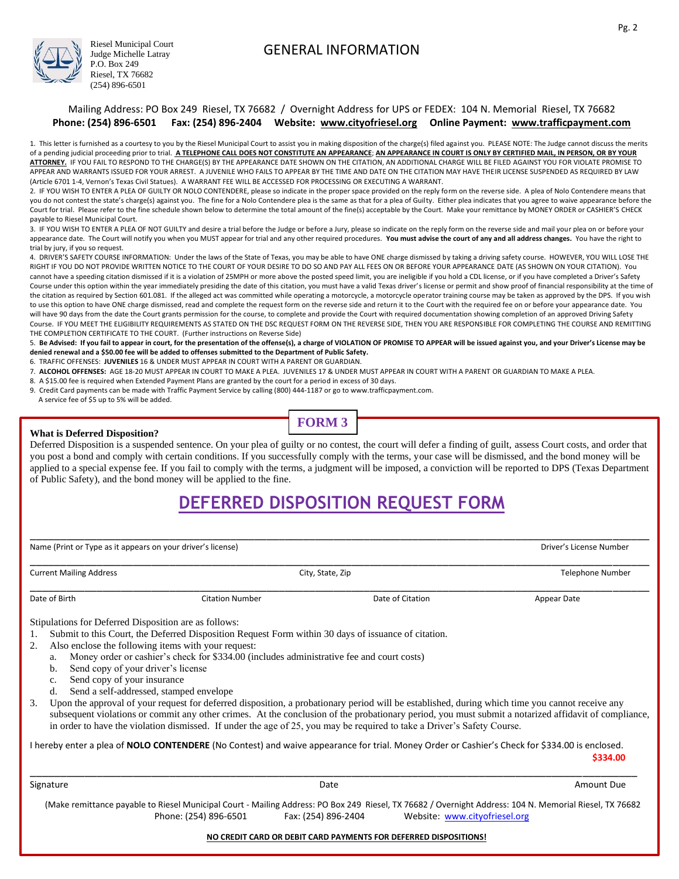Riesel Municipal Court
Judge Michelle Latray
P.O. Box 249
Riesel, TX 76682
(254) 896-6501

# GENERAL INFORMATION

Mailing Address: PO Box 249 Riesel, TX 76682 / Overnight Address for UPS or FEDEX: 104 N. Memorial Riesel, TX 76682
**Phone: (254) 896-6501 Fax: (254) 896-2404 Website: www.cityofriesel.org Online Payment: www.trafficpayment.com**

1. This letter is furnished as a courtesy to you by the Riesel Municipal Court to assist you in making disposition of the charge(s) filed against you. PLEASE NOTE: The Judge cannot discuss the merits of a pending judicial proceeding prior to trial. **A TELEPHONE CALL DOES NOT CONSTITUTE AN APPEARANCE; AN APPEARANCE IN COURT IS ONLY BY CERTIFIED MAIL, IN PERSON, OR BY YOUR ATTORNEY.** IF YOU FAIL TO RESPOND TO THE CHARGE(S) BY THE APPEARANCE DATE SHOWN ON THE CITATION, AN ADDITIONAL CHARGE WILL BE FILED AGAINST YOU FOR VIOLATE PROMISE TO APPEAR AND WARRANTS ISSUED FOR YOUR ARREST. A JUVENILE WHO FAILS TO APPEAR BY THE TIME AND DATE ON THE CITATION MAY HAVE THEIR LICENSE SUSPENDED AS REQUIRED BY LAW (Article 6701 1-4, Vernon's Texas Civil Statues). A WARRANT FEE WILL BE ACCESSED FOR PROCESSING OR EXECUTING A WARRANT.
2. IF YOU WISH TO ENTER A PLEA OF GUILTY OR NOLO CONTENDERE, please so indicate in the proper space provided on the reply form on the reverse side. A plea of Nolo Contendere means that you do not contest the state's charge(s) against you. The fine for a Nolo Contendere plea is the same as that for a plea of Guilty. Either plea indicates that you agree to waive appearance before the Court for trial. Please refer to the fine schedule shown below to determine the total amount of the fine(s) acceptable by the Court. Make your remittance by MONEY ORDER or CASHIER'S CHECK payable to Riesel Municipal Court.
3. IF YOU WISH TO ENTER A PLEA OF NOT GUILTY and desire a trial before the Judge or before a Jury, please so indicate on the reply form on the reverse side and mail your plea on or before your appearance date. The Court will notify you when you MUST appear for trial and any other required procedures. **You must advise the court of any and all address changes.** You have the right to trial by jury, if you so request.
4. DRIVER'S SAFETY COURSE INFORMATION: Under the laws of the State of Texas, you may be able to have ONE charge dismissed by taking a driving safety course. HOWEVER, YOU WILL LOSE THE RIGHT IF YOU DO NOT PROVIDE WRITTEN NOTICE TO THE COURT OF YOUR DESIRE TO DO SO AND PAY ALL FEES ON OR BEFORE YOUR APPEARANCE DATE (AS SHOWN ON YOUR CITATION). You cannot have a speeding citation dismissed if it is a violation of 25MPH or more above the posted speed limit, you are ineligible if you hold a CDL license, or if you have completed a Driver's Safety Course under this option within the year immediately presiding the date of this citation, you must have a valid Texas driver's license or permit and show proof of financial responsibility at the time of the citation as required by Section 601.081. If the alleged act was committed while operating a motorcycle, a motorcycle operator training course may be taken as approved by the DPS. If you wish to use this option to have ONE charge dismissed, read and complete the request form on the reverse side and return it to the Court with the required fee on or before your appearance date. You will have 90 days from the date the Court grants permission for the course, to complete and provide the Court with required documentation showing completion of an approved Driving Safety Course. IF YOU MEET THE ELIGIBILITY REQUIREMENTS AS STATED ON THE DSC REQUEST FORM ON THE REVERSE SIDE, THEN YOU ARE RESPONSIBLE FOR COMPLETING THE COURSE AND REMITTING THE COMPLETION CERTIFICATE TO THE COURT. (Further instructions on Reverse Side)
5. **Be Advised: If you fail to appear in court, for the presentation of the offense(s), a charge of VIOLATION OF PROMISE TO APPEAR will be issued against you, and your Driver's License may be denied renewal and a $50.00 fee will be added to offenses submitted to the Department of Public Safety.**
6. TRAFFIC OFFENSES: **JUVENILES** 16 & UNDER MUST APPEAR IN COURT WITH A PARENT OR GUARDIAN.
7. **ALCOHOL OFFENSES:** AGE 18-20 MUST APPEAR IN COURT TO MAKE A PLEA. JUVENILES 17 & UNDER MUST APPEAR IN COURT WITH A PARENT OR GUARDIAN TO MAKE A PLEA.
8. A $15.00 fee is required when Extended Payment Plans are granted by the court for a period in excess of 30 days.
9. Credit Card payments can be made with Traffic Payment Service by calling (800) 444-1187 or go to www.trafficpayment.com. A service fee of $5 up to 5% will be added.

**FORM 3**

**What is Deferred Disposition?**

Deferred Disposition is a suspended sentence. On your plea of guilty or no contest, the court will defer a finding of guilt, assess Court costs, and order that you post a bond and comply with certain conditions. If you successfully comply with the terms, your case will be dismissed, and the bond money will be applied to a special expense fee. If you fail to comply with the terms, a judgment will be imposed, a conviction will be reported to DPS (Texas Department of Public Safety), and the bond money will be applied to the fine.

## DEFERRED DISPOSITION REQUEST FORM

______________________________________________________________________
Name (Print or Type as it appears on your driver's license) Driver's License Number

______________________________________________________________________
Current Mailing Address City, State, Zip Telephone Number

______________________________________________________________________
Date of Birth Citation Number Date of Citation Appear Date

Stipulations for Deferred Disposition are as follows:

1. Submit to this Court, the Deferred Disposition Request Form within 30 days of issuance of citation.
2. Also enclose the following items with your request:
   a. Money order or cashier's check for $334.00 (includes administrative fee and court costs)
   b. Send copy of your driver's license
   c. Send copy of your insurance
   d. Send a self-addressed, stamped envelope
3. Upon the approval of your request for deferred disposition, a probationary period will be established, during which time you cannot receive any subsequent violations or commit any other crimes. At the conclusion of the probationary period, you must submit a notarized affidavit of compliance, in order to have the violation dismissed. If under the age of 25, you may be required to take a Driver's Safety Course.

I hereby enter a plea of **NOLO CONTENDERE** (No Contest) and waive appearance for trial. Money Order or Cashier's Check for $334.00 is enclosed.

**$334.00**

______________________________________________________________________
Signature Date Amount Due

(Make remittance payable to Riesel Municipal Court - Mailing Address: PO Box 249 Riesel, TX 76682 / Overnight Address: 104 N. Memorial Riesel, TX 76682
Phone: (254) 896-6501 Fax: (254) 896-2404 Website: www.cityofriesel.org

**NO CREDIT CARD OR DEBIT CARD PAYMENTS FOR DEFERRED DISPOSITIONS!**